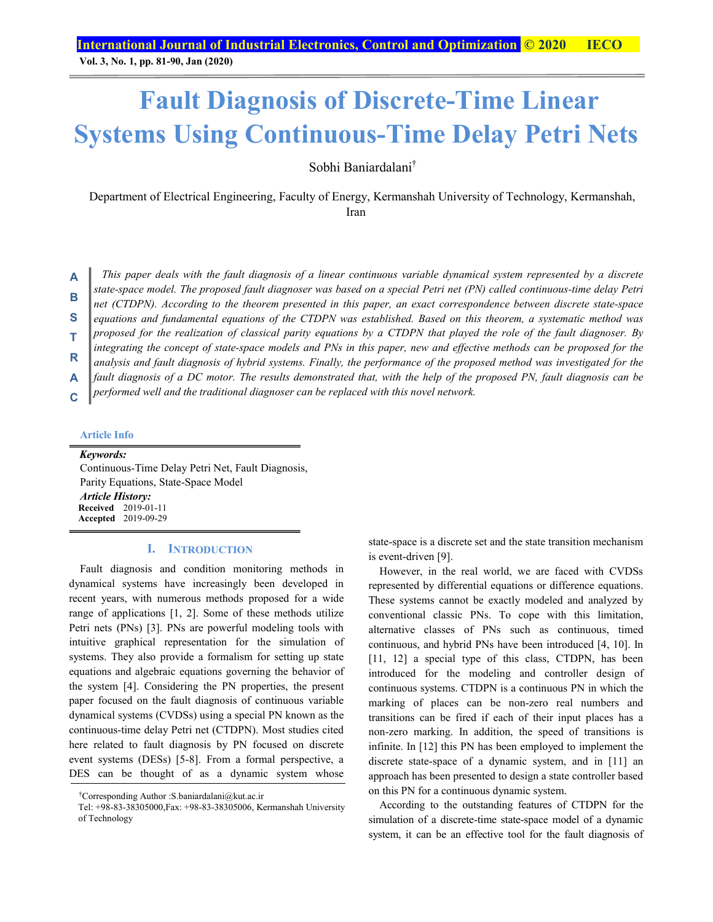# Fault Diagnosis of Discrete-Time Linear Systems Using Continuous-Time Delay Petri Nets

Sobhi Baniardalani[†]

Department of Electrical Engineering, Faculty of Energy, Kermanshah University of Technology, Kermanshah, Iran

**ABSTRACT**

*This paper deals with the fault diagnosis of a linear continuous variable dynamical system represented by a discrete state-space model. The proposed fault diagnoser was based on a special Petri net (PN) called continuous-time delay Petri net (CTDPN). According to the theorem presented in this paper, an exact correspondence between discrete state-space equations and fundamental equations of the CTDPN was established. Based on this theorem, a systematic method was proposed for the realization of classical parity equations by a CTDPN that played the role of the fault diagnoser. By integrating the concept of state-space models and PNs in this paper, new and effective methods can be proposed for the analysis and fault diagnosis of hybrid systems. Finally, the performance of the proposed method was investigated for the fault diagnosis of a DC motor. The results demonstrated that, with the help of the proposed PN, fault diagnosis can be performed well and the traditional diagnoser can be replaced with this novel network.*

**Article Info**

***Keywords:***
Continuous-Time Delay Petri Net, Fault Diagnosis, Parity Equations, State-Space Model

***Article History:***
**Received** 2019-01-11
**Accepted** 2019-09-29

## I. Introduction

Fault diagnosis and condition monitoring methods in dynamical systems have increasingly been developed in recent years, with numerous methods proposed for a wide range of applications [1, 2]. Some of these methods utilize Petri nets (PNs) [3]. PNs are powerful modeling tools with intuitive graphical representation for the simulation of systems. They also provide a formalism for setting up state equations and algebraic equations governing the behavior of the system [4]. Considering the PN properties, the present paper focused on the fault diagnosis of continuous variable dynamical systems (CVDSs) using a special PN known as the continuous-time delay Petri net (CTDPN). Most studies cited here related to fault diagnosis by PN focused on discrete event systems (DESs) [5-8]. From a formal perspective, a DES can be thought of as a dynamic system whose state-space is a discrete set and the state transition mechanism is event-driven [9].

However, in the real world, we are faced with CVDSs represented by differential equations or difference equations. These systems cannot be exactly modeled and analyzed by conventional classic PNs. To cope with this limitation, alternative classes of PNs such as continuous, timed continuous, and hybrid PNs have been introduced [4, 10]. In [11, 12] a special type of this class, CTDPN, has been introduced for the modeling and controller design of continuous systems. CTDPN is a continuous PN in which the marking of places can be non-zero real numbers and transitions can be fired if each of their input places has a non-zero marking. In addition, the speed of transitions is infinite. In [12] this PN has been employed to implement the discrete state-space of a dynamic system, and in [11] an approach has been presented to design a state controller based on this PN for a continuous dynamic system.

According to the outstanding features of CTDPN for the simulation of a discrete-time state-space model of a dynamic system, it can be an effective tool for the fault diagnosis of

[†]Corresponding Author :S.baniardalani@kut.ac.ir
Tel: +98-83-38305000,Fax: +98-83-38305006, Kermanshah University of Technology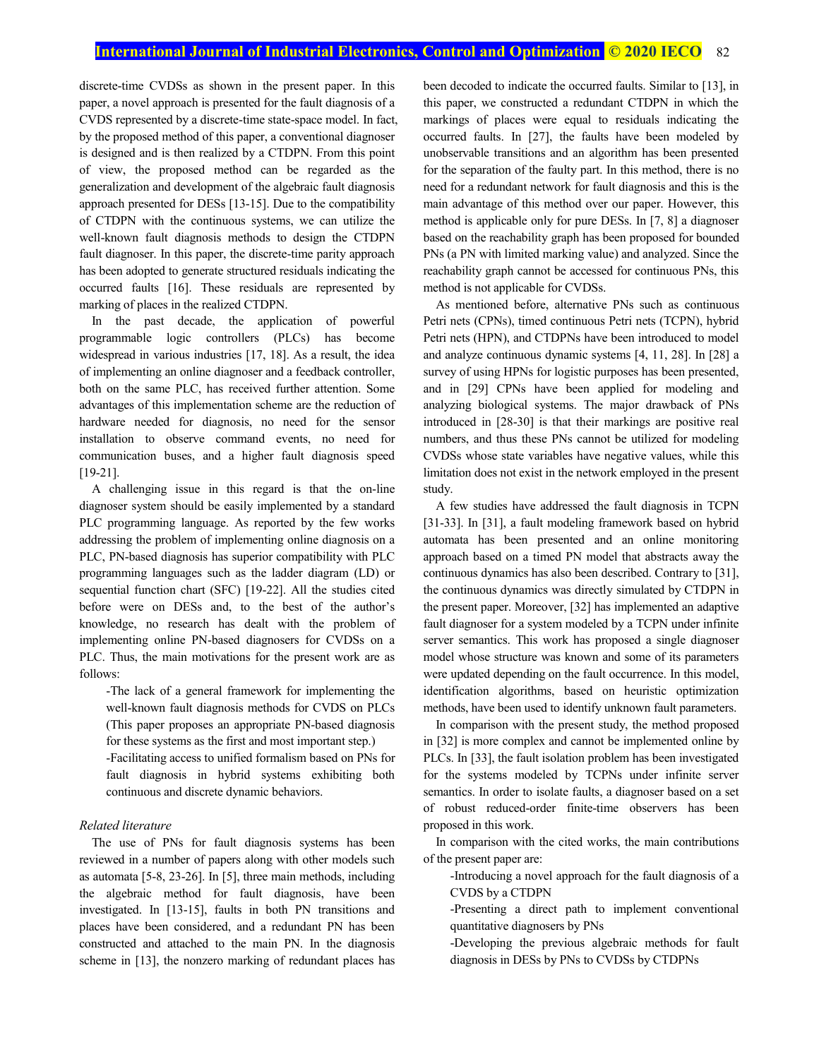discrete-time CVDSs as shown in the present paper. In this paper, a novel approach is presented for the fault diagnosis of a CVDS represented by a discrete-time state-space model. In fact, by the proposed method of this paper, a conventional diagnoser is designed and is then realized by a CTDPN. From this point of view, the proposed method can be regarded as the generalization and development of the algebraic fault diagnosis approach presented for DESs [13-15]. Due to the compatibility of CTDPN with the continuous systems, we can utilize the well-known fault diagnosis methods to design the CTDPN fault diagnoser. In this paper, the discrete-time parity approach has been adopted to generate structured residuals indicating the occurred faults [16]. These residuals are represented by marking of places in the realized CTDPN.

In the past decade, the application of powerful programmable logic controllers (PLCs) has become widespread in various industries [17, 18]. As a result, the idea of implementing an online diagnoser and a feedback controller, both on the same PLC, has received further attention. Some advantages of this implementation scheme are the reduction of hardware needed for diagnosis, no need for the sensor installation to observe command events, no need for communication buses, and a higher fault diagnosis speed [19-21].

A challenging issue in this regard is that the on-line diagnoser system should be easily implemented by a standard PLC programming language. As reported by the few works addressing the problem of implementing online diagnosis on a PLC, PN-based diagnosis has superior compatibility with PLC programming languages such as the ladder diagram (LD) or sequential function chart (SFC) [19-22]. All the studies cited before were on DESs and, to the best of the author's knowledge, no research has dealt with the problem of implementing online PN-based diagnosers for CVDSs on a PLC. Thus, the main motivations for the present work are as follows:

-The lack of a general framework for implementing the well-known fault diagnosis methods for CVDS on PLCs (This paper proposes an appropriate PN-based diagnosis for these systems as the first and most important step.)

-Facilitating access to unified formalism based on PNs for fault diagnosis in hybrid systems exhibiting both continuous and discrete dynamic behaviors.

*Related literature*

The use of PNs for fault diagnosis systems has been reviewed in a number of papers along with other models such as automata [5-8, 23-26]. In [5], three main methods, including the algebraic method for fault diagnosis, have been investigated. In [13-15], faults in both PN transitions and places have been considered, and a redundant PN has been constructed and attached to the main PN. In the diagnosis scheme in [13], the nonzero marking of redundant places has been decoded to indicate the occurred faults. Similar to [13], in this paper, we constructed a redundant CTDPN in which the markings of places were equal to residuals indicating the occurred faults. In [27], the faults have been modeled by unobservable transitions and an algorithm has been presented for the separation of the faulty part. In this method, there is no need for a redundant network for fault diagnosis and this is the main advantage of this method over our paper. However, this method is applicable only for pure DESs. In [7, 8] a diagnoser based on the reachability graph has been proposed for bounded PNs (a PN with limited marking value) and analyzed. Since the reachability graph cannot be accessed for continuous PNs, this method is not applicable for CVDSs.

As mentioned before, alternative PNs such as continuous Petri nets (CPNs), timed continuous Petri nets (TCPN), hybrid Petri nets (HPN), and CTDPNs have been introduced to model and analyze continuous dynamic systems [4, 11, 28]. In [28] a survey of using HPNs for logistic purposes has been presented, and in [29] CPNs have been applied for modeling and analyzing biological systems. The major drawback of PNs introduced in [28-30] is that their markings are positive real numbers, and thus these PNs cannot be utilized for modeling CVDSs whose state variables have negative values, while this limitation does not exist in the network employed in the present study.

A few studies have addressed the fault diagnosis in TCPN [31-33]. In [31], a fault modeling framework based on hybrid automata has been presented and an online monitoring approach based on a timed PN model that abstracts away the continuous dynamics has also been described. Contrary to [31], the continuous dynamics was directly simulated by CTDPN in the present paper. Moreover, [32] has implemented an adaptive fault diagnoser for a system modeled by a TCPN under infinite server semantics. This work has proposed a single diagnoser model whose structure was known and some of its parameters were updated depending on the fault occurrence. In this model, identification algorithms, based on heuristic optimization methods, have been used to identify unknown fault parameters.

In comparison with the present study, the method proposed in [32] is more complex and cannot be implemented online by PLCs. In [33], the fault isolation problem has been investigated for the systems modeled by TCPNs under infinite server semantics. In order to isolate faults, a diagnoser based on a set of robust reduced-order finite-time observers has been proposed in this work.

In comparison with the cited works, the main contributions of the present paper are:

-Introducing a novel approach for the fault diagnosis of a CVDS by a CTDPN

-Presenting a direct path to implement conventional quantitative diagnosers by PNs

-Developing the previous algebraic methods for fault diagnosis in DESs by PNs to CVDSs by CTDPNs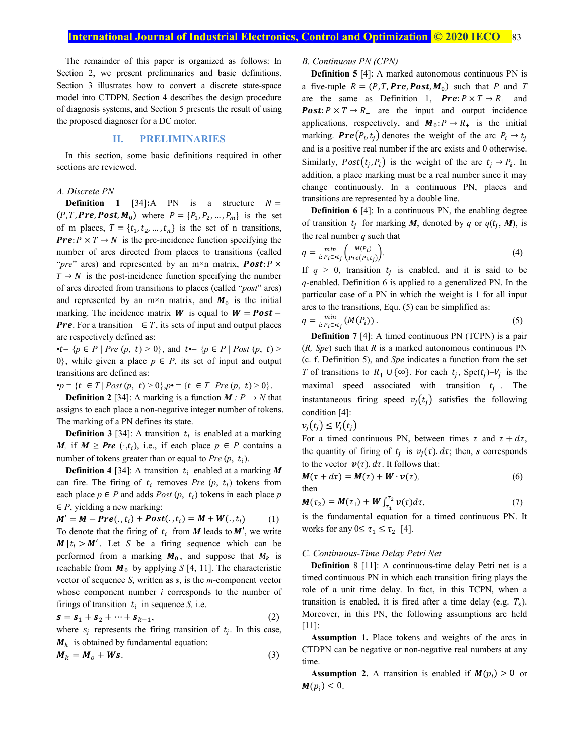The remainder of this paper is organized as follows: In Section 2, we present preliminaries and basic definitions. Section 3 illustrates how to convert a discrete state-space model into CTDPN. Section 4 describes the design procedure of diagnosis systems, and Section 5 presents the result of using the proposed diagnoser for a DC motor.

## II. PRELIMINARIES

In this section, some basic definitions required in other sections are reviewed.

### A. Discrete PN

**Definition 1** [34]**:**A PN is a structure $N = (P, T, \boldsymbol{Pre}, \boldsymbol{Post}, \boldsymbol{M}_0)$ where $P = \{P_1, P_2, \dots, P_m\}$ is the set of m places, $T = \{t_1, t_2, \dots, t_n\}$ is the set of n transitions, $\boldsymbol{Pre}: P \times T \rightarrow N$ is the pre-incidence function specifying the number of arcs directed from places to transitions (called "*pre*" arcs) and represented by an m×n matrix, $\boldsymbol{Post}: P \times T \rightarrow N$ is the post-incidence function specifying the number of arcs directed from transitions to places (called "*post*" arcs) and represented by an m×n matrix, and $\boldsymbol{M}_0$ is the initial marking. The incidence matrix $\boldsymbol{W}$ is equal to $\boldsymbol{W} = \boldsymbol{Post} - \boldsymbol{Pre}$. For a transition $\in T$, its sets of input and output places are respectively defined as:

•$t$= {$p \in P$ | $Pre$ ($p$, $t$) > 0}, and $t$•= {$p \in P$ | $Post$ ($p$, $t$) > 0}, while given a place $p \in P$, its set of input and output transitions are defined as:

•$p$ = {$t \in T$ | $Post$ ($p$, $t$) > 0},$p$• = {$t \in T$ | $Pre$ ($p$, $t$) > 0}.

**Definition 2** [34]: A marking is a function $\boldsymbol{M} : P \longrightarrow N$ that assigns to each place a non-negative integer number of tokens. The marking of a PN defines its state.

**Definition 3** [34]: A transition $t_i$ is enabled at a marking $\boldsymbol{M}$, if $\boldsymbol{M} \geq \boldsymbol{Pre}$ $(\cdot, t_i)$, i.e., if each place $p \in P$ contains a number of tokens greater than or equal to $Pre$ ($p$, $t_i$).

**Definition 4** [34]: A transition $t_i$ enabled at a marking $\boldsymbol{M}$ can fire. The firing of $t_i$ removes $Pre$ ($p$, $t_i$) tokens from each place $p \in P$ and adds $Post$ ($p$, $t_i$) tokens in each place $p \in P$, yielding a new marking:

$$\boldsymbol{M}' = \boldsymbol{M} - \boldsymbol{Pre}(., t_i) + \boldsymbol{Post}(., t_i) = \boldsymbol{M} + \boldsymbol{W}(., t_i) \tag{1}$$

To denote that the firing of $t_i$ from $\boldsymbol{M}$ leads to $\boldsymbol{M}'$, we write $\boldsymbol{M}\,[t_i > \boldsymbol{M}'$. Let $S$ be a firing sequence which can be performed from a marking $\boldsymbol{M}_0$, and suppose that $M_k$ is reachable from $\boldsymbol{M}_0$ by applying $S$ [4, 11]. The characteristic vector of sequence $S$, written as $\boldsymbol{s}$, is the $m$-component vector whose component number $i$ corresponds to the number of firings of transition $t_i$ in sequence $S$, i.e.

$$\boldsymbol{s} = \boldsymbol{s}_1 + \boldsymbol{s}_2 + \dots + \boldsymbol{s}_{k-1}, \tag{2}$$

where $s_j$ represents the firing transition of $t_j$. In this case, $\boldsymbol{M}_k$ is obtained by fundamental equation:

$$\boldsymbol{M}_k = \boldsymbol{M}_o + \boldsymbol{W}\boldsymbol{s}. \tag{3}$$

### B. Continuous PN (CPN)

**Definition 5** [4]: A marked autonomous continuous PN is a five-tuple $R = (P, T, \boldsymbol{Pre}, \boldsymbol{Post}, \boldsymbol{M}_0)$ such that $P$ and $T$ are the same as Definition 1, $\boldsymbol{Pre}: P \times T \rightarrow R_+$ and $\boldsymbol{Post}: P \times T \rightarrow R_+$ are the input and output incidence applications, respectively, and $\boldsymbol{M}_0: P \rightarrow R_+$ is the initial marking. $\boldsymbol{Pre}(P_i, t_j)$ denotes the weight of the arc $P_i \rightarrow t_j$ and is a positive real number if the arc exists and 0 otherwise. Similarly, $Post(t_j, P_i)$ is the weight of the arc $t_j \rightarrow P_i$. In addition, a place marking must be a real number since it may change continuously. In a continuous PN, places and transitions are represented by a double line.

**Definition 6** [4]: In a continuous PN, the enabling degree of transition $t_j$ for marking $\boldsymbol{M}$, denoted by $q$ or $q(t_j, \boldsymbol{M})$, is the real number $q$ such that

$$q = \min_{i:\, P_i \in \bullet t_j} \left( \frac{M(P_i)}{Pre(P_i, t_j)} \right). \tag{4}$$

If $q > 0$, transition $t_j$ is enabled, and it is said to be $q$-enabled. Definition 6 is applied to a generalized PN. In the particular case of a PN in which the weight is 1 for all input arcs to the transitions, Equ. (5) can be simplified as:

$$q = \min_{i:\, P_i \in \bullet t_j} (M(P_i)). \tag{5}$$

**Definition 7** [4]: A timed continuous PN (TCPN) is a pair ($R$, $Spe$) such that $R$ is a marked autonomous continuous PN (c. f. Definition 5), and $Spe$ indicates a function from the set $T$ of transitions to $R_+ \cup \{\infty\}$. For each $t_j$, Spe($t_j$)=$V_j$ is the maximal speed associated with transition $t_j$. The instantaneous firing speed $v_j(t_j)$ satisfies the following condition [4]:

$$v_j(t_j) \leq V_j(t_j)$$

For a timed continuous PN, between times $\tau$ and $\tau + d\tau$, the quantity of firing of $t_j$ is $v_j(\tau).d\tau$; then, $\boldsymbol{s}$ corresponds to the vector $\boldsymbol{v}(\tau).d\tau$. It follows that:

$$\boldsymbol{M}(\tau + d\tau) = \boldsymbol{M}(\tau) + \boldsymbol{W} \cdot \boldsymbol{v}(\tau), \tag{6}$$

then

$$\boldsymbol{M}(\tau_2) = \boldsymbol{M}(\tau_1) + \boldsymbol{W} \int_{\tau_1}^{\tau_2} \boldsymbol{v}(\tau) d\tau, \tag{7}$$

is the fundamental equation for a timed continuous PN. It works for any $0 \leq \tau_1 \leq \tau_2$ [4].

### C. Continuous-Time Delay Petri Net

**Definition** 8 [11]: A continuous-time delay Petri net is a timed continuous PN in which each transition firing plays the role of a unit time delay. In fact, in this TCPN, when a transition is enabled, it is fired after a time delay (e.g. $T_s$). Moreover, in this PN, the following assumptions are held [11]:

**Assumption 1.** Place tokens and weights of the arcs in CTDPN can be negative or non-negative real numbers at any time.

**Assumption 2.** A transition is enabled if $\boldsymbol{M}(p_i) > 0$ or $\boldsymbol{M}(p_i) < 0$.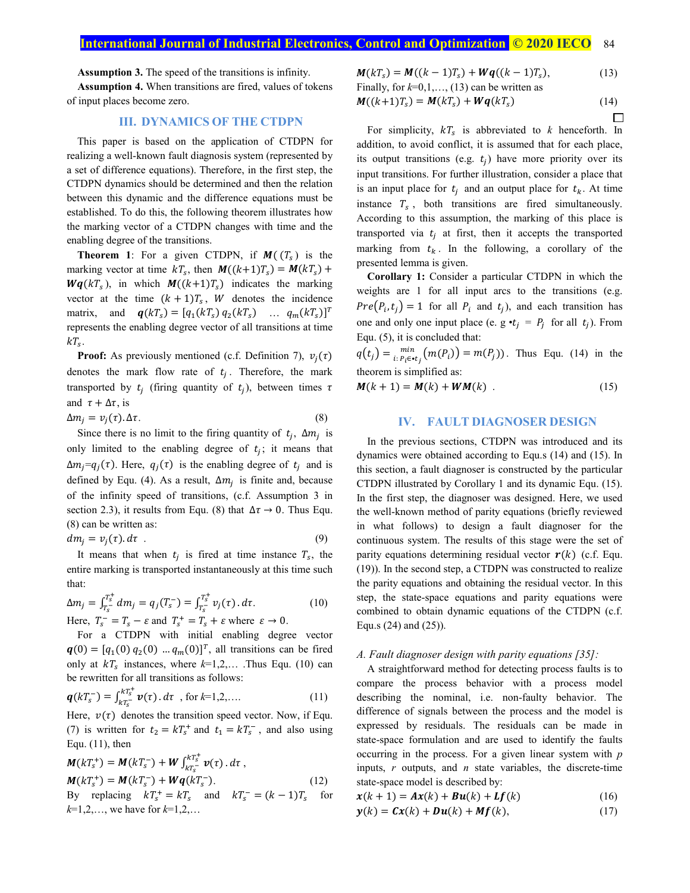**Assumption 3.** The speed of the transitions is infinity.

**Assumption 4.** When transitions are fired, values of tokens of input places become zero.

## III. DYNAMICS OF THE CTDPN

This paper is based on the application of CTDPN for realizing a well-known fault diagnosis system (represented by a set of difference equations). Therefore, in the first step, the CTDPN dynamics should be determined and then the relation between this dynamic and the difference equations must be established. To do this, the following theorem illustrates how the marking vector of a CTDPN changes with time and the enabling degree of the transitions.

**Theorem 1**: For a given CTDPN, if $\boldsymbol{M}((T_s)$ is the marking vector at time $kT_s$, then $\boldsymbol{M}((k+1)T_s) = \boldsymbol{M}(kT_s) + \boldsymbol{Wq}(kT_s)$, in which $\boldsymbol{M}((k+1)T_s)$ indicates the marking vector at the time $(k+1)T_s$, $W$ denotes the incidence matrix, and $\boldsymbol{q}(kT_s) = [q_1(kT_s)\, q_2(kT_s) \quad \ldots \; q_m(kT_s)]^T$ represents the enabling degree vector of all transitions at time $kT_s$.

**Proof:** As previously mentioned (c.f. Definition 7), $v_j(\tau)$ denotes the mark flow rate of $t_j$. Therefore, the mark transported by $t_j$ (firing quantity of $t_j$), between times $\tau$ and $\tau + \Delta\tau$, is

$$\Delta m_j = v_j(\tau).\Delta\tau. \tag{8}$$

Since there is no limit to the firing quantity of $t_j$, $\Delta m_j$ is only limited to the enabling degree of $t_j$; it means that $\Delta m_j = q_j(\tau)$. Here, $q_j(\tau)$ is the enabling degree of $t_j$ and is defined by Equ. (4). As a result, $\Delta m_j$ is finite and, because of the infinity speed of transitions, (c.f. Assumption 3 in section 2.3), it results from Equ. (8) that $\Delta\tau \to 0$. Thus Equ. (8) can be written as:

$$dm_j = v_j(\tau).\, d\tau \;. \tag{9}$$

It means that when $t_j$ is fired at time instance $T_s$, the entire marking is transported instantaneously at this time such that:

$$\Delta m_j = \int_{T_s^-}^{T_s^+} dm_j = q_j(T_s^-) = \int_{T_s^-}^{T_s^+} v_j(\tau)\,.\, d\tau. \tag{10}$$

Here, $T_s^- = T_s - \varepsilon$ and $T_s^+ = T_s + \varepsilon$ where $\varepsilon \to 0$.

For a CTDPN with initial enabling degree vector $\boldsymbol{q}(0) = [q_1(0)\, q_2(0) \;\ldots q_m(0)]^T$, all transitions can be fired only at $kT_s$ instances, where $k$=1,2,… .Thus Equ. (10) can be rewritten for all transitions as follows:

$$\boldsymbol{q}(kT_s^-) = \int_{kT_s^-}^{kT_s^+} \boldsymbol{v}(\tau)\,.\, d\tau \quad \text{, for } k=1,2,\ldots. \tag{11}$$

Here, $v(\tau)$ denotes the transition speed vector. Now, if Equ. (7) is written for $t_2 = kT_s^+$ and $t_1 = kT_s^-$, and also using Equ. (11), then

$$\boldsymbol{M}(kT_s^+) = \boldsymbol{M}(kT_s^-) + \boldsymbol{W}\int_{kT_s^-}^{kT_s^+} \boldsymbol{v}(\tau)\,.\, d\tau \,,$$

$$\boldsymbol{M}(kT_s^+) = \boldsymbol{M}(kT_s^-) + \boldsymbol{Wq}(kT_s^-). \tag{12}$$

By replacing $kT_s^+ = kT_s$ and $kT_s^- = (k-1)T_s$ for $k$=1,2,…, we have for $k$=1,2,…

$$\boldsymbol{M}(kT_s) = \boldsymbol{M}((k-1)T_s) + \boldsymbol{Wq}((k-1)T_s), \tag{13}$$

Finally, for $k$=0,1,…, (13) can be written as

$$\boldsymbol{M}((k+1)T_s) = \boldsymbol{M}(kT_s) + \boldsymbol{Wq}(kT_s) \tag{14}$$

□

For simplicity, $kT_s$ is abbreviated to $k$ henceforth. In addition, to avoid conflict, it is assumed that for each place, its output transitions (e.g. $t_j$) have more priority over its input transitions. For further illustration, consider a place that is an input place for $t_j$ and an output place for $t_k$. At time instance $T_s$, both transitions are fired simultaneously. According to this assumption, the marking of this place is transported via $t_j$ at first, then it accepts the transported marking from $t_k$. In the following, a corollary of the presented lemma is given.

**Corollary 1:** Consider a particular CTDPN in which the weights are 1 for all input arcs to the transitions (e.g. $Pre(P_i, t_j) = 1$ for all $P_i$ and $t_j$), and each transition has one and only one input place (e. g $\bullet t_j = P_j$ for all $t_j$). From Equ. (5), it is concluded that:

$q(t_j) = \min_{i:\, P_i \in \bullet t_j} (m(P_i)) = m(P_j))$. Thus Equ. (14) in the theorem is simplified as:

$$\boldsymbol{M}(k+1) = \boldsymbol{M}(k) + \boldsymbol{WM}(k) \;. \tag{15}$$

## IV. FAULT DIAGNOSER DESIGN

In the previous sections, CTDPN was introduced and its dynamics were obtained according to Equ.s (14) and (15). In this section, a fault diagnoser is constructed by the particular CTDPN illustrated by Corollary 1 and its dynamic Equ. (15). In the first step, the diagnoser was designed. Here, we used the well-known method of parity equations (briefly reviewed in what follows) to design a fault diagnoser for the continuous system. The results of this stage were the set of parity equations determining residual vector $\boldsymbol{r}(k)$ (c.f. Equ. (19)). In the second step, a CTDPN was constructed to realize the parity equations and obtaining the residual vector. In this step, the state-space equations and parity equations were combined to obtain dynamic equations of the CTDPN (c.f. Equ.s (24) and (25)).

### *A. Fault diagnoser design with parity equations [35]:*

A straightforward method for detecting process faults is to compare the process behavior with a process model describing the nominal, i.e. non-faulty behavior. The difference of signals between the process and the model is expressed by residuals. The residuals can be made in state-space formulation and are used to identify the faults occurring in the process. For a given linear system with $p$ inputs, $r$ outputs, and $n$ state variables, the discrete-time state-space model is described by:

$$\boldsymbol{x}(k+1) = \boldsymbol{Ax}(k) + \boldsymbol{Bu}(k) + \boldsymbol{Lf}(k) \tag{16}$$

$$\boldsymbol{y}(k) = \boldsymbol{Cx}(k) + \boldsymbol{Du}(k) + \boldsymbol{Mf}(k), \tag{17}$$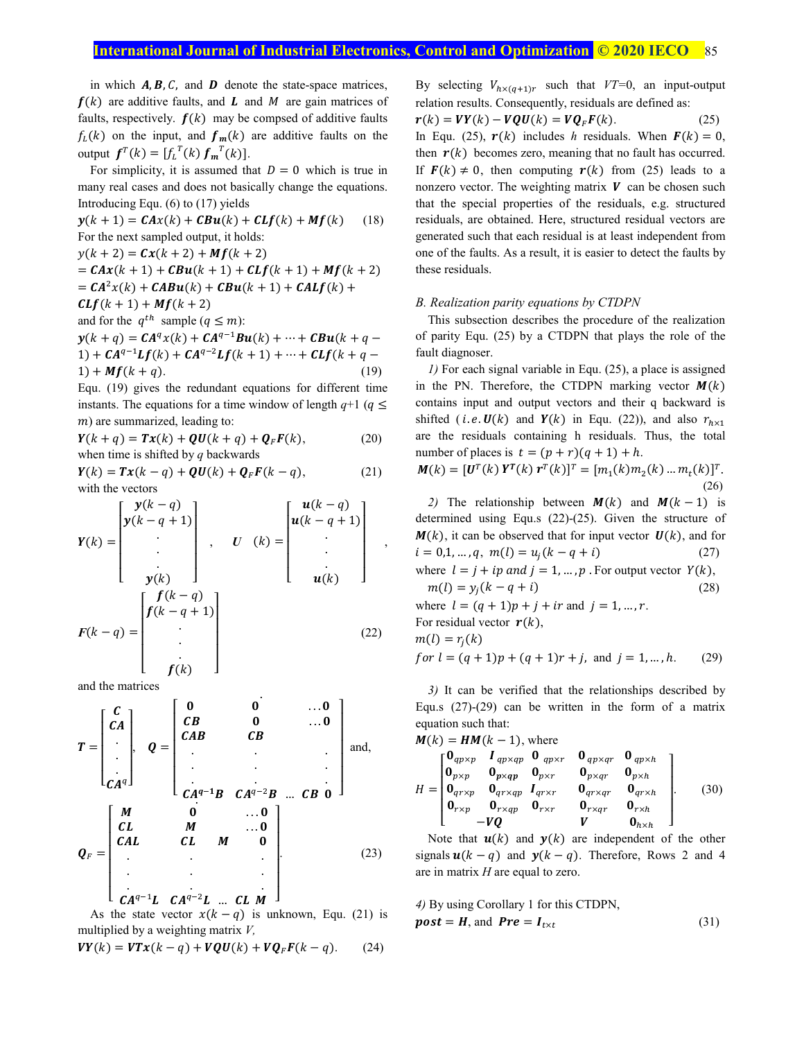in which $\boldsymbol{A}, \boldsymbol{B}, C,$ and $\boldsymbol{D}$ denote the state-space matrices, $\boldsymbol{f}(k)$ are additive faults, and $\boldsymbol{L}$ and $M$ are gain matrices of faults, respectively. $\boldsymbol{f}(k)$ may be compsed of additive faults $f_L(k)$ on the input, and $\boldsymbol{f_m}(k)$ are additive faults on the output $\boldsymbol{f}^T(k) = [f_L{}^T(k)\, \boldsymbol{f_m}{}^T(k)]$.

For simplicity, it is assumed that $D = 0$ which is true in many real cases and does not basically change the equations. Introducing Equ. (6) to (17) yields

$$\boldsymbol{y}(k+1) = \boldsymbol{CA}x(k) + \boldsymbol{CBu}(k) + \boldsymbol{CLf}(k) + \boldsymbol{Mf}(k) \qquad (18)$$

For the next sampled output, it holds:

$$y(k+2) = \boldsymbol{Cx}(k+2) + \boldsymbol{Mf}(k+2)$$
$$= \boldsymbol{CAx}(k+1) + \boldsymbol{CBu}(k+1) + \boldsymbol{CLf}(k+1) + \boldsymbol{Mf}(k+2)$$
$$= \boldsymbol{CA}^2x(k) + \boldsymbol{CABu}(k) + \boldsymbol{CBu}(k+1) + \boldsymbol{CALf}(k) + \boldsymbol{CLf}(k+1) + \boldsymbol{Mf}(k+2)$$

and for the $q^{th}$ sample ($q \leq m$):

$$\boldsymbol{y}(k+q) = \boldsymbol{CA}^q x(k) + \boldsymbol{CA}^{q-1}\boldsymbol{Bu}(k) + \cdots + \boldsymbol{CBu}(k+q-1) + \boldsymbol{CA}^{q-1}\boldsymbol{Lf}(k) + \boldsymbol{CA}^{q-2}\boldsymbol{Lf}(k+1) + \cdots + \boldsymbol{CLf}(k+q-1) + \boldsymbol{Mf}(k+q). \qquad (19)$$

Equ. (19) gives the redundant equations for different time instants. The equations for a time window of length $q$+1 ($q \leq m$) are summarized, leading to:

$$\boldsymbol{Y}(k+q) = \boldsymbol{Tx}(k) + \boldsymbol{QU}(k+q) + \boldsymbol{Q}_F\boldsymbol{F}(k), \qquad (20)$$

when time is shifted by $q$ backwards

$$\boldsymbol{Y}(k) = \boldsymbol{Tx}(k-q) + \boldsymbol{QU}(k) + \boldsymbol{Q}_F\boldsymbol{F}(k-q), \qquad (21)$$

with the vectors

$$\boldsymbol{Y}(k) = \begin{bmatrix} \boldsymbol{y}(k-q) \\ \boldsymbol{y}(k-q+1) \\ \cdot \\ \cdot \\ \cdot \\ \boldsymbol{y}(k) \end{bmatrix}, \quad \boldsymbol{U}(k) = \begin{bmatrix} \boldsymbol{u}(k-q) \\ \boldsymbol{u}(k-q+1) \\ \cdot \\ \cdot \\ \cdot \\ \boldsymbol{u}(k) \end{bmatrix},$$

$$\boldsymbol{F}(k-q) = \begin{bmatrix} \boldsymbol{f}(k-q) \\ \boldsymbol{f}(k-q+1) \\ \cdot \\ \cdot \\ \cdot \\ \boldsymbol{f}(k) \end{bmatrix} \qquad (22)$$

and the matrices

$$\boldsymbol{T} = \begin{bmatrix} \boldsymbol{C} \\ \boldsymbol{CA} \\ \cdot \\ \cdot \\ \cdot \\ \boldsymbol{CA}^q \end{bmatrix}, \quad \boldsymbol{Q} = \begin{bmatrix} \boldsymbol{0} & \boldsymbol{0} & \ldots \boldsymbol{0} \\ \boldsymbol{CB} & \boldsymbol{0} & \ldots \boldsymbol{0} \\ \boldsymbol{CAB} & \boldsymbol{CB} & \\ \cdot & \cdot & \cdot \\ \cdot & \cdot & \cdot \\ \cdot & \cdot & \cdot \\ \boldsymbol{CA}^{q-1}\boldsymbol{B} & \boldsymbol{CA}^{q-2}\boldsymbol{B} & \ldots\ \boldsymbol{CB}\ \ \boldsymbol{0} \end{bmatrix} \text{ and,}$$

$$\boldsymbol{Q}_F = \begin{bmatrix} \boldsymbol{M} & \boldsymbol{0} & \ldots \boldsymbol{0} \\ \boldsymbol{CL} & \boldsymbol{M} & \ldots \boldsymbol{0} \\ \boldsymbol{CAL} & \boldsymbol{CL} \quad \boldsymbol{M} & \boldsymbol{0} \\ \cdot & \cdot & \cdot \\ \cdot & \cdot & \cdot \\ \cdot & \cdot & \cdot \\ \boldsymbol{CA}^{q-1}\boldsymbol{L} & \boldsymbol{CA}^{q-2}\boldsymbol{L} \ \ldots\ \boldsymbol{CL} & \boldsymbol{M} \end{bmatrix}. \qquad (23)$$

As the state vector $x(k-q)$ is unknown, Equ. (21) is multiplied by a weighting matrix $V$,

$$\boldsymbol{VY}(k) = \boldsymbol{VTx}(k-q) + \boldsymbol{VQU}(k) + \boldsymbol{VQ}_F\boldsymbol{F}(k-q). \qquad (24)$$

By selecting $V_{h\times(q+1)r}$ such that $VT$=0, an input-output relation results. Consequently, residuals are defined as:

$$\boldsymbol{r}(k) = \boldsymbol{VY}(k) - \boldsymbol{VQU}(k) = \boldsymbol{VQ}_F\boldsymbol{F}(k). \qquad (25)$$

In Equ. (25), $\boldsymbol{r}(k)$ includes $h$ residuals. When $\boldsymbol{F}(k) = 0$, then $\boldsymbol{r}(k)$ becomes zero, meaning that no fault has occurred. If $\boldsymbol{F}(k) \neq 0$, then computing $\boldsymbol{r}(k)$ from (25) leads to a nonzero vector. The weighting matrix $\boldsymbol{V}$ can be chosen such that the special properties of the residuals, e.g. structured residuals, are obtained. Here, structured residual vectors are generated such that each residual is at least independent from one of the faults. As a result, it is easier to detect the faults by these residuals.

### *B. Realization parity equations by CTDPN*

This subsection describes the procedure of the realization of parity Equ. (25) by a CTDPN that plays the role of the fault diagnoser.

*1)* For each signal variable in Equ. (25), a place is assigned in the PN. Therefore, the CTDPN marking vector $\boldsymbol{M}(k)$ contains input and output vectors and their q backward is shifted ($i.e.\, \boldsymbol{U}(k)$ and $\boldsymbol{Y}(k)$ in Equ. (22)), and also $r_{h\times1}$ are the residuals containing h residuals. Thus, the total number of places is $t = (p+r)(q+1) + h$.

$$\boldsymbol{M}(k) = [\boldsymbol{U}^T(k)\, \boldsymbol{Y}^T(k)\, \boldsymbol{r}^T(k)]^T = [m_1(k) m_2(k) \ldots m_t(k)]^T. \qquad (26)$$

*2)* The relationship between $\boldsymbol{M}(k)$ and $\boldsymbol{M}(k-1)$ is determined using Equ.s (22)-(25). Given the structure of $\boldsymbol{M}(k)$, it can be observed that for input vector $\boldsymbol{U}(k)$, and for

$$i = 0,1,\ldots,q,\ m(l) = u_j(k-q+i) \qquad (27)$$

where $l = j + ip$ and $j = 1,\ldots,p$. For output vector $Y(k)$,

$$m(l) = y_j(k-q+i) \qquad (28)$$

where $l = (q+1)p + j + ir$ and $j = 1,\ldots,r$.

For residual vector $\boldsymbol{r}(k)$,

$$m(l) = r_j(k)$$
$$for\ l = (q+1)p + (q+1)r + j, \text{ and } j = 1,\ldots,h. \qquad (29)$$

*3)* It can be verified that the relationships described by Equ.s (27)-(29) can be written in the form of a matrix equation such that:

$\boldsymbol{M}(k) = \boldsymbol{HM}(k-1)$, where

$$H = \begin{bmatrix} \boldsymbol{0}_{qp\times p} & \boldsymbol{I}_{qp\times qp} & \boldsymbol{0}_{qp\times r} & \boldsymbol{0}_{qp\times qr} & \boldsymbol{0}_{qp\times h} \\ \boldsymbol{0}_{p\times p} & \boldsymbol{0}_{p\times qp} & \boldsymbol{0}_{p\times r} & \boldsymbol{0}_{p\times qr} & \boldsymbol{0}_{p\times h} \\ \boldsymbol{0}_{qr\times p} & \boldsymbol{0}_{qr\times qp} & \boldsymbol{I}_{qr\times r} & \boldsymbol{0}_{qr\times qr} & \boldsymbol{0}_{qr\times h} \\ \boldsymbol{0}_{r\times p} & \boldsymbol{0}_{r\times qp} & \boldsymbol{0}_{r\times r} & \boldsymbol{0}_{r\times qr} & \boldsymbol{0}_{r\times h} \\ & -\boldsymbol{VQ} & & \boldsymbol{V} & \boldsymbol{0}_{h\times h} \end{bmatrix}. \qquad (30)$$

Note that $\boldsymbol{u}(k)$ and $\boldsymbol{y}(k)$ are independent of the other signals $\boldsymbol{u}(k-q)$ and $\boldsymbol{y}(k-q)$. Therefore, Rows 2 and 4 are in matrix $H$ are equal to zero.

*4)* By using Corollary 1 for this CTDPN,

$$\boldsymbol{post} = \boldsymbol{H}, \text{ and } \boldsymbol{Pre} = \boldsymbol{I}_{t\times t} \qquad (31)$$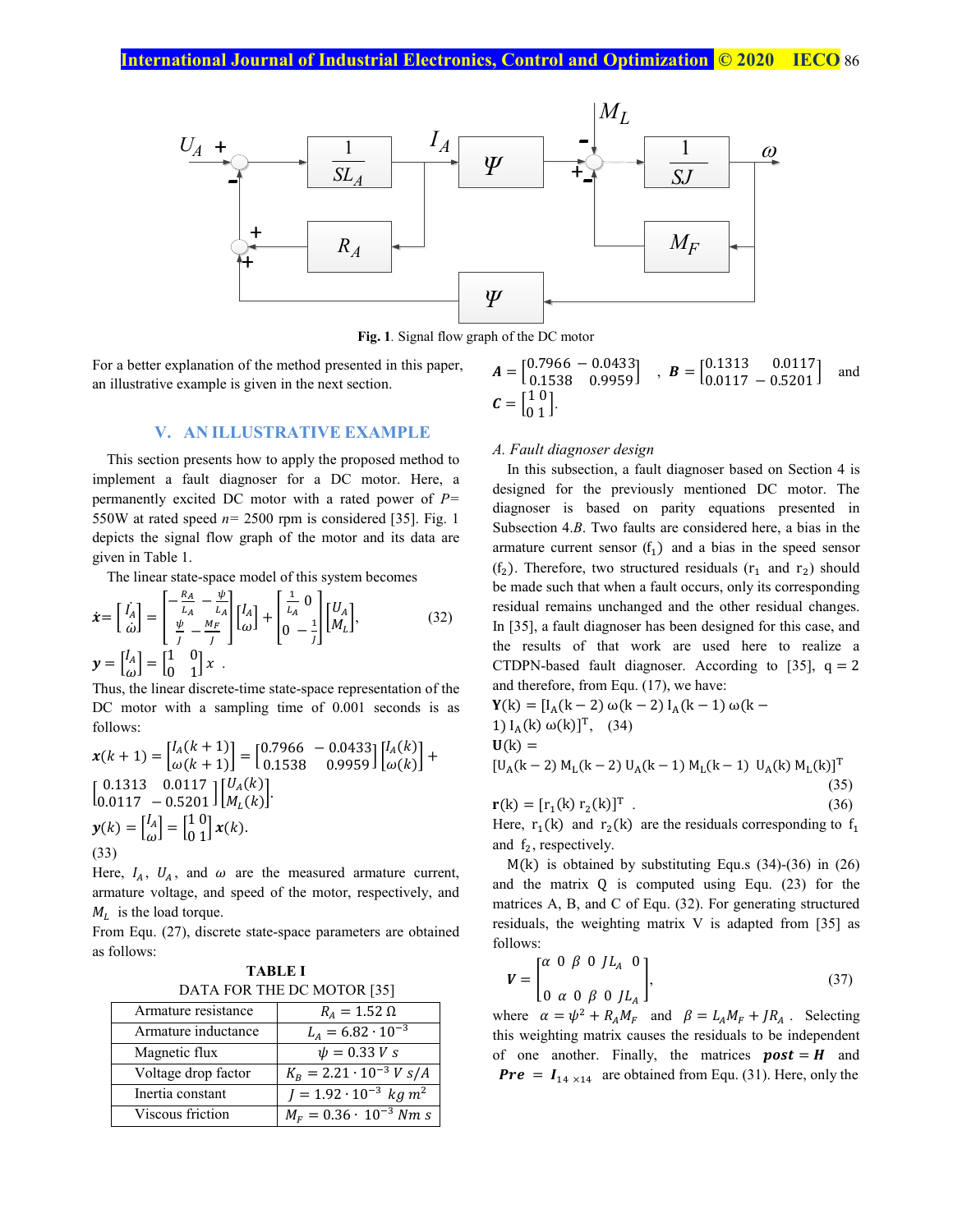Fig. 1. Signal flow graph of the DC motor

For a better explanation of the method presented in this paper, an illustrative example is given in the next section.

## V. AN ILLUSTRATIVE EXAMPLE

This section presents how to apply the proposed method to implement a fault diagnoser for a DC motor. Here, a permanently excited DC motor with a rated power of $P$= 550W at rated speed $n$= 2500 rpm is considered [35]. Fig. 1 depicts the signal flow graph of the motor and its data are given in Table 1.

The linear state-space model of this system becomes

$$\dot{\boldsymbol{x}}=\begin{bmatrix}\dot{I_A}\\ \dot{\omega}\end{bmatrix}=\begin{bmatrix}-\frac{R_A}{L_A} & -\frac{\psi}{L_A}\\ \frac{\psi}{J} & -\frac{M_F}{J}\end{bmatrix}\begin{bmatrix}I_A\\ \omega\end{bmatrix}+\begin{bmatrix}\frac{1}{L_A} & 0\\ 0 & -\frac{1}{J}\end{bmatrix}\begin{bmatrix}U_A\\ M_L\end{bmatrix}, \tag{32}$$

$$\boldsymbol{y}=\begin{bmatrix}I_A\\ \omega\end{bmatrix}=\begin{bmatrix}1 & 0\\ 0 & 1\end{bmatrix}x \ .$$

Thus, the linear discrete-time state-space representation of the DC motor with a sampling time of 0.001 seconds is as follows:

$$\boldsymbol{x}(k+1)=\begin{bmatrix}I_A(k+1)\\ \omega(k+1)\end{bmatrix}=\begin{bmatrix}0.7966 & -0.0433\\ 0.1538 & 0.9959\end{bmatrix}\begin{bmatrix}I_A(k)\\ \omega(k)\end{bmatrix}+\begin{bmatrix}0.1313 & 0.0117\\ 0.0117 & -0.5201\end{bmatrix}\begin{bmatrix}U_A(k)\\ M_L(k)\end{bmatrix}.$$

$$\boldsymbol{y}(k)=\begin{bmatrix}I_A\\ \omega\end{bmatrix}=\begin{bmatrix}1 & 0\\ 0 & 1\end{bmatrix}\boldsymbol{x}(k). \tag{33}$$

Here, $I_A$, $U_A$, and $\omega$ are the measured armature current, armature voltage, and speed of the motor, respectively, and $M_L$ is the load torque.

From Equ. (27), discrete state-space parameters are obtained as follows:

TABLE I

DATA FOR THE DC MOTOR [35]

| | |
|---|---|
| Armature resistance | $R_A = 1.52\ \Omega$ |
| Armature inductance | $L_A = 6.82\cdot 10^{-3}$ |
| Magnetic flux | $\psi = 0.33\ V\ s$ |
| Voltage drop factor | $K_B = 2.21\cdot 10^{-3}\ V\ s/A$ |
| Inertia constant | $J = 1.92\cdot 10^{-3}\ kg\ m^2$ |
| Viscous friction | $M_F = 0.36\cdot\ 10^{-3}\ Nm\ s$ |

$\boldsymbol{A}=\begin{bmatrix}0.7966 & -0.0433\\ 0.1538 & 0.9959\end{bmatrix}$ , $\boldsymbol{B}=\begin{bmatrix}0.1313 & 0.0117\\ 0.0117 & -0.5201\end{bmatrix}$ and $\boldsymbol{C}=\begin{bmatrix}1 & 0\\ 0 & 1\end{bmatrix}$.

### A. Fault diagnoser design

In this subsection, a fault diagnoser based on Section 4 is designed for the previously mentioned DC motor. The diagnoser is based on parity equations presented in Subsection 4.B. Two faults are considered here, a bias in the armature current sensor ($f_1$) and a bias in the speed sensor ($f_2$). Therefore, two structured residuals ($r_1$ and $r_2$) should be made such that when a fault occurs, only its corresponding residual remains unchanged and the other residual changes. In [35], a fault diagnoser has been designed for this case, and the results of that work are used here to realize a CTDPN-based fault diagnoser. According to [35], q = 2 and therefore, from Equ. (17), we have:

$$\mathbf{Y}(k)=[I_A(k-2)\ \omega(k-2)\ I_A(k-1)\ \omega(k-1)\ I_A(k)\ \omega(k)]^T, \tag{34}$$

$$\mathbf{U}(k)=[U_A(k-2)\ M_L(k-2)\ U_A(k-1)\ M_L(k-1)\ U_A(k)\ M_L(k)]^T \tag{35}$$

$$\mathbf{r}(k)=[r_1(k)\ r_2(k)]^T\ . \tag{36}$$

Here, $r_1(k)$ and $r_2(k)$ are the residuals corresponding to $f_1$ and $f_2$, respectively.

M(k) is obtained by substituting Equ.s (34)-(36) in (26) and the matrix Q is computed using Equ. (23) for the matrices A, B, and C of Equ. (32). For generating structured residuals, the weighting matrix V is adapted from [35] as follows:

$$\boldsymbol{V}=\begin{bmatrix}\alpha & 0 & \beta & 0 & JL_A & 0\\ 0 & \alpha & 0 & \beta & 0 & JL_A\end{bmatrix}, \tag{37}$$

where $\alpha=\psi^2+R_AM_F$ and $\beta=L_AM_F+JR_A$. Selecting this weighting matrix causes the residuals to be independent of one another. Finally, the matrices $\boldsymbol{post}=\boldsymbol{H}$ and $\boldsymbol{Pre}=\boldsymbol{I}_{14\times 14}$ are obtained from Equ. (31). Here, only the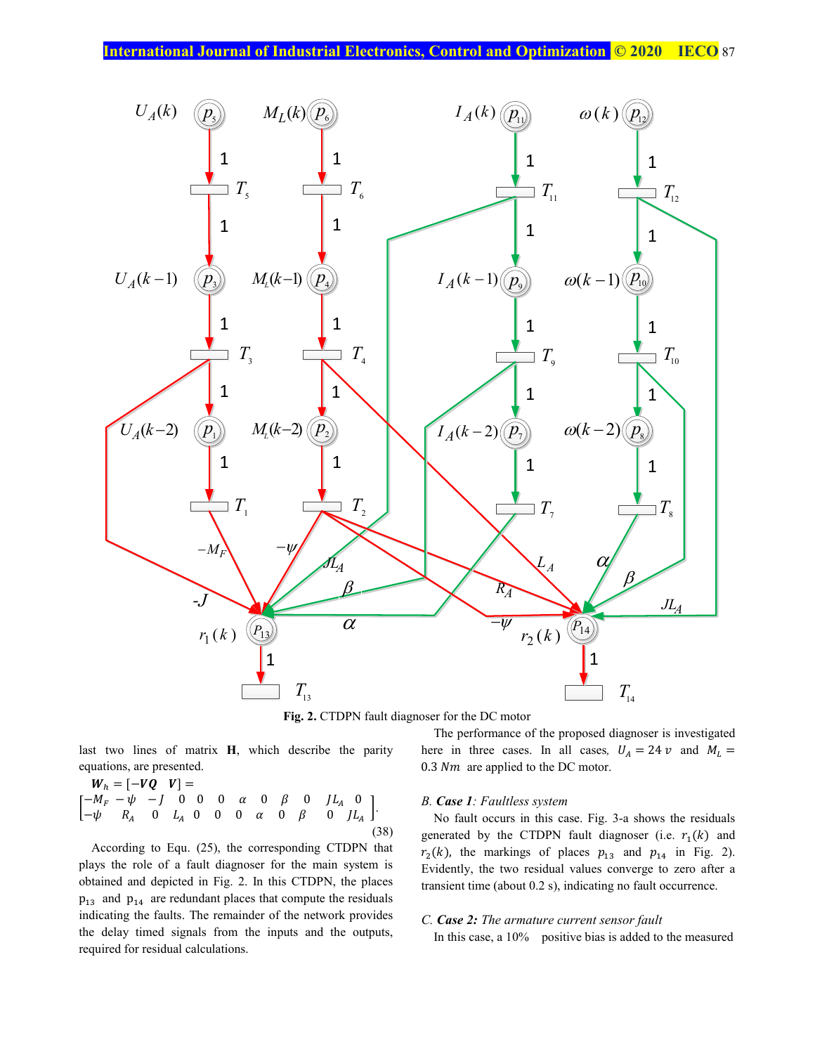**Fig. 2.** CTDPN fault diagnoser for the DC motor

last two lines of matrix **H**, which describe the parity equations, are presented.

$$\boldsymbol{W}_h = [-\boldsymbol{VQ} \quad \boldsymbol{V}] = \begin{bmatrix} -M_F-\psi & -J & 0 & 0 & 0 & \alpha & 0 & \beta & 0 & JL_A & 0 \\ -\psi & R_A & 0 & L_A & 0 & 0 & 0 & \alpha & 0 & \beta & 0 & JL_A \end{bmatrix}. \quad (38)$$

According to Equ. (25), the corresponding CTDPN that plays the role of a fault diagnoser for the main system is obtained and depicted in Fig. 2. In this CTDPN, the places $p_{13}$ and $p_{14}$ are redundant places that compute the residuals indicating the faults. The remainder of the network provides the delay timed signals from the inputs and the outputs, required for residual calculations.

The performance of the proposed diagnoser is investigated here in three cases. In all cases, $U_A = 24\ v$ and $M_L = 0.3\ Nm$ are applied to the DC motor.

### B. *Case 1: Faultless system*

No fault occurs in this case. Fig. 3-a shows the residuals generated by the CTDPN fault diagnoser (i.e. $r_1(k)$ and $r_2(k)$, the markings of places $p_{13}$ and $p_{14}$ in Fig. 2). Evidently, the two residual values converge to zero after a transient time (about 0.2 s), indicating no fault occurrence.

### C. *Case 2: The armature current sensor fault*

In this case, a 10% positive bias is added to the measured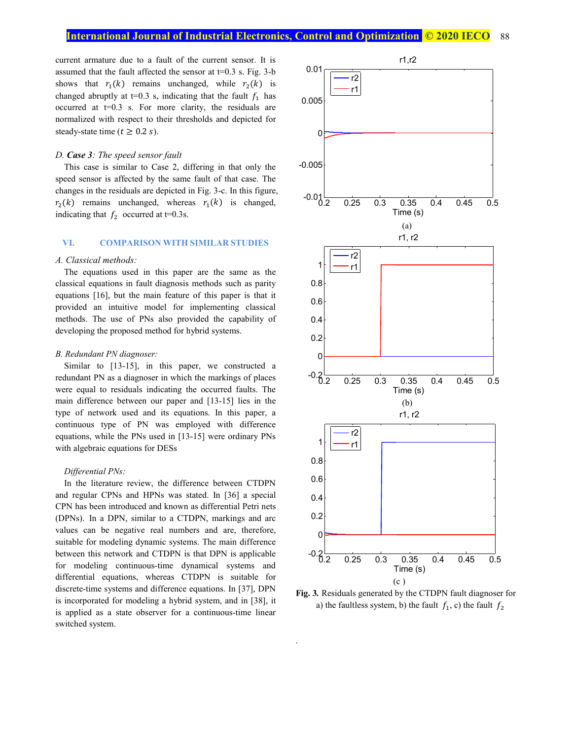current armature due to a fault of the current sensor. It is assumed that the fault affected the sensor at t=0.3 s. Fig. 3-b shows that $r_1(k)$ remains unchanged, while $r_2(k)$ is changed abruptly at t=0.3 s, indicating that the fault $f_1$ has occurred at t=0.3 s. For more clarity, the residuals are normalized with respect to their thresholds and depicted for steady-state time ($t \geq 0.2\ s$).

### D. ***Case 3***: *The speed sensor fault*

This case is similar to Case 2, differing in that only the speed sensor is affected by the same fault of that case. The changes in the residuals are depicted in Fig. 3-c. In this figure, $r_2(k)$ remains unchanged, whereas $r_1(k)$ is changed, indicating that $f_2$ occurred at t=0.3s.

## VI. COMPARISON WITH SIMILAR STUDIES

### *A. Classical methods:*

The equations used in this paper are the same as the classical equations in fault diagnosis methods such as parity equations [16], but the main feature of this paper is that it provided an intuitive model for implementing classical methods. The use of PNs also provided the capability of developing the proposed method for hybrid systems.

### *B. Redundant PN diagnoser:*

Similar to [13-15], in this paper, we constructed a redundant PN as a diagnoser in which the markings of places were equal to residuals indicating the occurred faults. The main difference between our paper and [13-15] lies in the type of network used and its equations. In this paper, a continuous type of PN was employed with difference equations, while the PNs used in [13-15] were ordinary PNs with algebraic equations for DESs

### *Differential PNs:*

In the literature review, the difference between CTDPN and regular CPNs and HPNs was stated. In [36] a special CPN has been introduced and known as differential Petri nets (DPNs). In a DPN, similar to a CTDPN, markings and arc values can be negative real numbers and are, therefore, suitable for modeling dynamic systems. The main difference between this network and CTDPN is that DPN is applicable for modeling continuous-time dynamical systems and differential equations, whereas CTDPN is suitable for discrete-time systems and difference equations. In [37], DPN is incorporated for modeling a hybrid system, and in [38], it is applied as a state observer for a continuous-time linear switched system.

**Fig. 3.** Residuals generated by the CTDPN fault diagnoser for a) the faultless system, b) the fault $f_1$, c) the fault $f_2$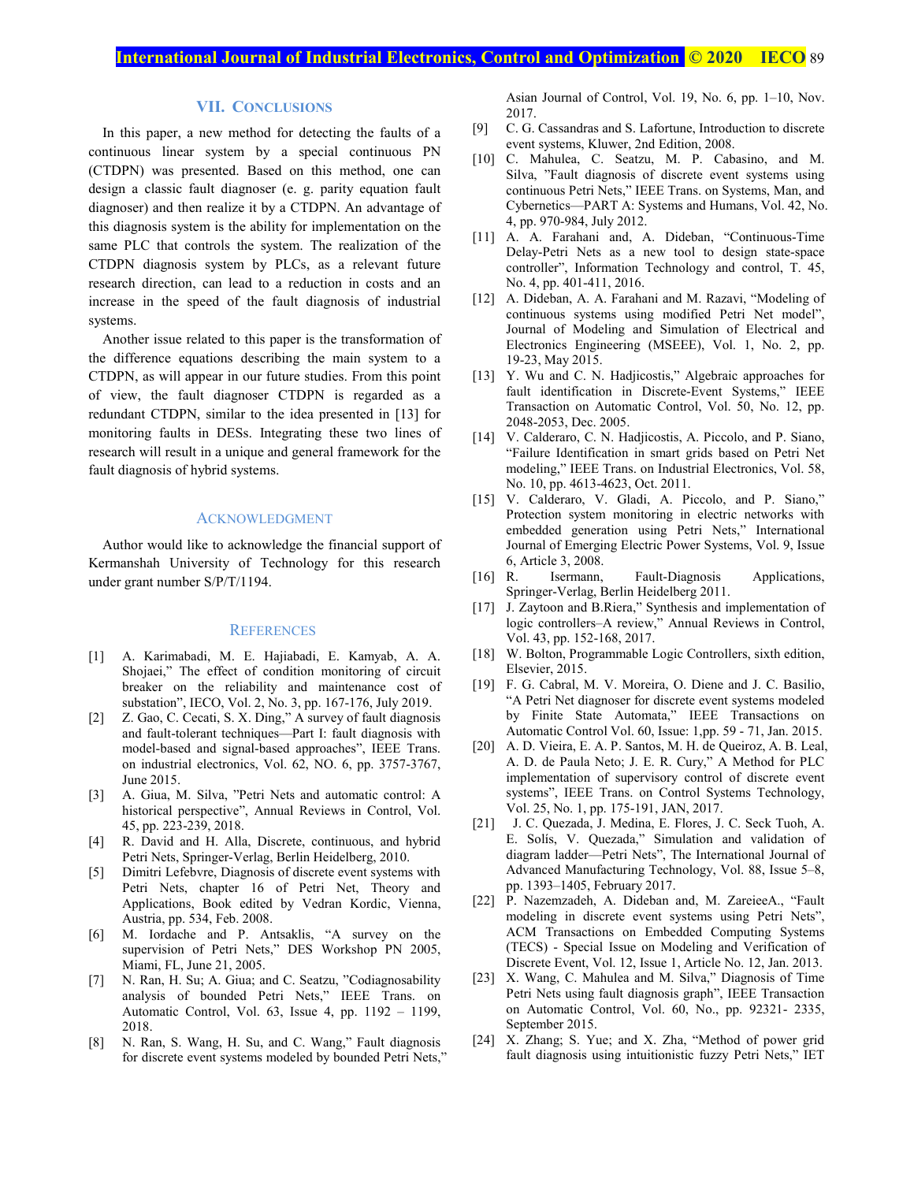## VII. Conclusions

In this paper, a new method for detecting the faults of a continuous linear system by a special continuous PN (CTDPN) was presented. Based on this method, one can design a classic fault diagnoser (e. g. parity equation fault diagnoser) and then realize it by a CTDPN. An advantage of this diagnosis system is the ability for implementation on the same PLC that controls the system. The realization of the CTDPN diagnosis system by PLCs, as a relevant future research direction, can lead to a reduction in costs and an increase in the speed of the fault diagnosis of industrial systems.

Another issue related to this paper is the transformation of the difference equations describing the main system to a CTDPN, as will appear in our future studies. From this point of view, the fault diagnoser CTDPN is regarded as a redundant CTDPN, similar to the idea presented in [13] for monitoring faults in DESs. Integrating these two lines of research will result in a unique and general framework for the fault diagnosis of hybrid systems.

## Acknowledgment

Author would like to acknowledge the financial support of Kermanshah University of Technology for this research under grant number S/P/T/1194.

## References

[1] A. Karimabadi, M. E. Hajiabadi, E. Kamyab, A. A. Shojaei," The effect of condition monitoring of circuit breaker on the reliability and maintenance cost of substation", IECO, Vol. 2, No. 3, pp. 167-176, July 2019.

[2] Z. Gao, C. Cecati, S. X. Ding," A survey of fault diagnosis and fault-tolerant techniques—Part I: fault diagnosis with model-based and signal-based approaches", IEEE Trans. on industrial electronics, Vol. 62, NO. 6, pp. 3757-3767, June 2015.

[3] A. Giua, M. Silva, "Petri Nets and automatic control: A historical perspective", Annual Reviews in Control, Vol. 45, pp. 223-239, 2018.

[4] R. David and H. Alla, Discrete, continuous, and hybrid Petri Nets, Springer-Verlag, Berlin Heidelberg, 2010.

[5] Dimitri Lefebvre, Diagnosis of discrete event systems with Petri Nets, chapter 16 of Petri Net, Theory and Applications, Book edited by Vedran Kordic, Vienna, Austria, pp. 534, Feb. 2008.

[6] M. Iordache and P. Antsaklis, "A survey on the supervision of Petri Nets," DES Workshop PN 2005, Miami, FL, June 21, 2005.

[7] N. Ran, H. Su; A. Giua; and C. Seatzu, "Codiagnosability analysis of bounded Petri Nets," IEEE Trans. on Automatic Control, Vol. 63, Issue 4, pp. 1192 – 1199, 2018.

[8] N. Ran, S. Wang, H. Su, and C. Wang," Fault diagnosis for discrete event systems modeled by bounded Petri Nets," Asian Journal of Control, Vol. 19, No. 6, pp. 1–10, Nov. 2017.

[9] C. G. Cassandras and S. Lafortune, Introduction to discrete event systems, Kluwer, 2nd Edition, 2008.

[10] C. Mahulea, C. Seatzu, M. P. Cabasino, and M. Silva, "Fault diagnosis of discrete event systems using continuous Petri Nets," IEEE Trans. on Systems, Man, and Cybernetics—PART A: Systems and Humans, Vol. 42, No. 4, pp. 970-984, July 2012.

[11] A. A. Farahani and, A. Dideban, "Continuous-Time Delay-Petri Nets as a new tool to design state-space controller", Information Technology and control, T. 45, No. 4, pp. 401-411, 2016.

[12] A. Dideban, A. A. Farahani and M. Razavi, "Modeling of continuous systems using modified Petri Net model", Journal of Modeling and Simulation of Electrical and Electronics Engineering (MSEEE), Vol. 1, No. 2, pp. 19-23, May 2015.

[13] Y. Wu and C. N. Hadjicostis," Algebraic approaches for fault identification in Discrete-Event Systems," IEEE Transaction on Automatic Control, Vol. 50, No. 12, pp. 2048-2053, Dec. 2005.

[14] V. Calderaro, C. N. Hadjicostis, A. Piccolo, and P. Siano, "Failure Identification in smart grids based on Petri Net modeling," IEEE Trans. on Industrial Electronics, Vol. 58, No. 10, pp. 4613-4623, Oct. 2011.

[15] V. Calderaro, V. Gladi, A. Piccolo, and P. Siano," Protection system monitoring in electric networks with embedded generation using Petri Nets," International Journal of Emerging Electric Power Systems, Vol. 9, Issue 6, Article 3, 2008.

[16] R. Isermann, Fault-Diagnosis Applications, Springer-Verlag, Berlin Heidelberg 2011.

[17] J. Zaytoon and B.Riera," Synthesis and implementation of logic controllers–A review," Annual Reviews in Control, Vol. 43, pp. 152-168, 2017.

[18] W. Bolton, Programmable Logic Controllers, sixth edition, Elsevier, 2015.

[19] F. G. Cabral, M. V. Moreira, O. Diene and J. C. Basilio, "A Petri Net diagnoser for discrete event systems modeled by Finite State Automata," IEEE Transactions on Automatic Control Vol. 60, Issue: 1,pp. 59 - 71, Jan. 2015.

[20] A. D. Vieira, E. A. P. Santos, M. H. de Queiroz, A. B. Leal, A. D. de Paula Neto; J. E. R. Cury," A Method for PLC implementation of supervisory control of discrete event systems", IEEE Trans. on Control Systems Technology, Vol. 25, No. 1, pp. 175-191, JAN, 2017.

[21] J. C. Quezada, J. Medina, E. Flores, J. C. Seck Tuoh, A. E. Solís, V. Quezada," Simulation and validation of diagram ladder—Petri Nets", The International Journal of Advanced Manufacturing Technology, Vol. 88, Issue 5–8, pp. 1393–1405, February 2017.

[22] P. Nazemzadeh, A. Dideban and, M. ZareieeA., "Fault modeling in discrete event systems using Petri Nets", ACM Transactions on Embedded Computing Systems (TECS) - Special Issue on Modeling and Verification of Discrete Event, Vol. 12, Issue 1, Article No. 12, Jan. 2013.

[23] X. Wang, C. Mahulea and M. Silva," Diagnosis of Time Petri Nets using fault diagnosis graph", IEEE Transaction on Automatic Control, Vol. 60, No., pp. 92321- 2335, September 2015.

[24] X. Zhang; S. Yue; and X. Zha, "Method of power grid fault diagnosis using intuitionistic fuzzy Petri Nets," IET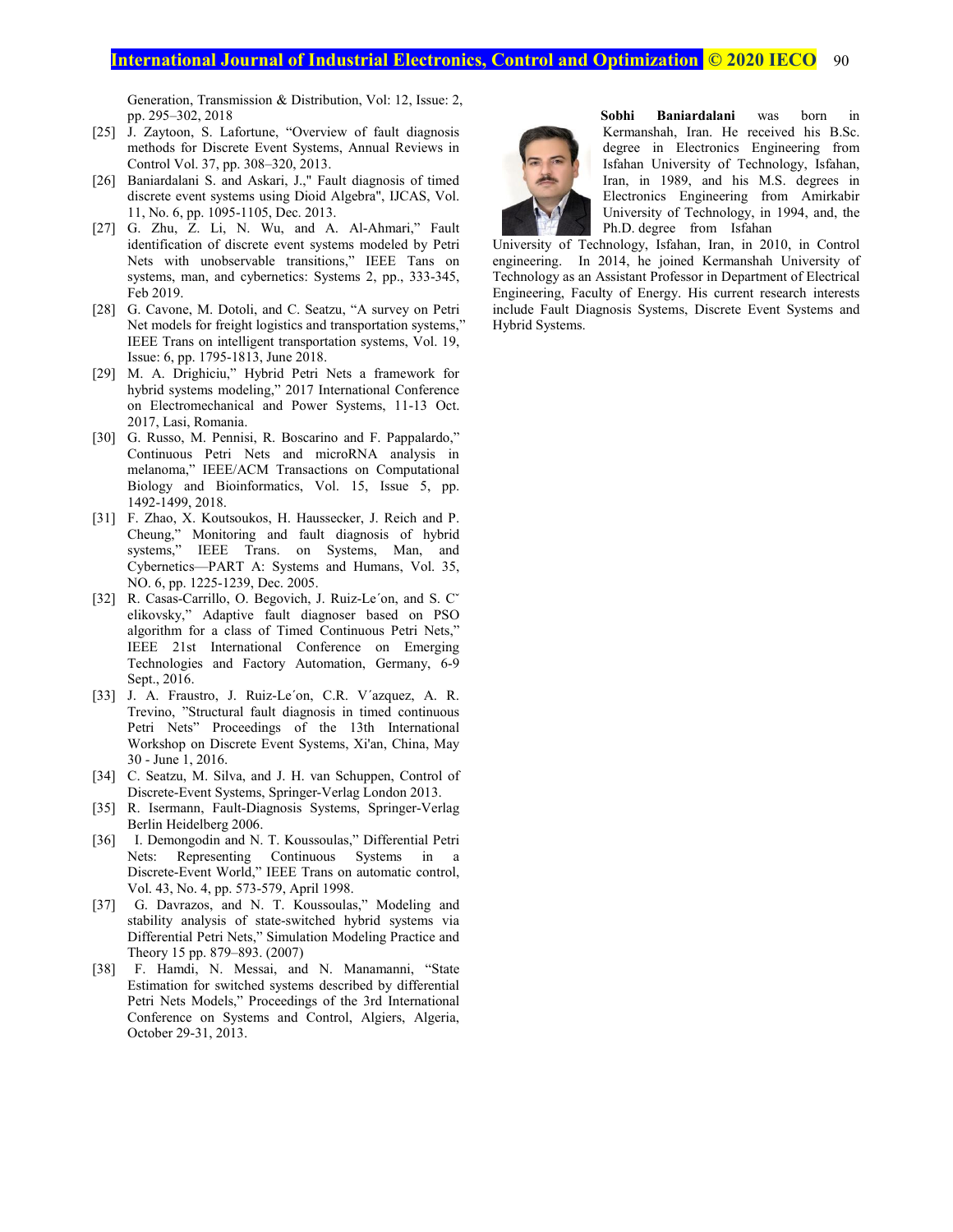Generation, Transmission & Distribution, Vol: 12, Issue: 2, pp. 295–302, 2018

[25] J. Zaytoon, S. Lafortune, "Overview of fault diagnosis methods for Discrete Event Systems, Annual Reviews in Control Vol. 37, pp. 308–320, 2013.

[26] Baniardalani S. and Askari, J.," Fault diagnosis of timed discrete event systems using Dioid Algebra", IJCAS, Vol. 11, No. 6, pp. 1095-1105, Dec. 2013.

[27] G. Zhu, Z. Li, N. Wu, and A. Al-Ahmari," Fault identification of discrete event systems modeled by Petri Nets with unobservable transitions," IEEE Tans on systems, man, and cybernetics: Systems 2, pp., 333-345, Feb 2019.

[28] G. Cavone, M. Dotoli, and C. Seatzu, "A survey on Petri Net models for freight logistics and transportation systems," IEEE Trans on intelligent transportation systems, Vol. 19, Issue: 6, pp. 1795-1813, June 2018.

[29] M. A. Drighiciu," Hybrid Petri Nets a framework for hybrid systems modeling," 2017 International Conference on Electromechanical and Power Systems, 11-13 Oct. 2017, Lasi, Romania.

[30] G. Russo, M. Pennisi, R. Boscarino and F. Pappalardo," Continuous Petri Nets and microRNA analysis in melanoma," IEEE/ACM Transactions on Computational Biology and Bioinformatics, Vol. 15, Issue 5, pp. 1492-1499, 2018.

[31] F. Zhao, X. Koutsoukos, H. Haussecker, J. Reich and P. Cheung," Monitoring and fault diagnosis of hybrid systems," IEEE Trans. on Systems, Man, and Cybernetics—PART A: Systems and Humans, Vol. 35, NO. 6, pp. 1225-1239, Dec. 2005.

[32] R. Casas-Carrillo, O. Begovich, J. Ruiz-Le´on, and S. Cˇ elikovsky," Adaptive fault diagnoser based on PSO algorithm for a class of Timed Continuous Petri Nets," IEEE 21st International Conference on Emerging Technologies and Factory Automation, Germany, 6-9 Sept., 2016.

[33] J. A. Fraustro, J. Ruiz-Le´on, C.R. V´azquez, A. R. Trevino, "Structural fault diagnosis in timed continuous Petri Nets" Proceedings of the 13th International Workshop on Discrete Event Systems, Xi'an, China, May 30 - June 1, 2016.

[34] C. Seatzu, M. Silva, and J. H. van Schuppen, Control of Discrete-Event Systems, Springer-Verlag London 2013.

[35] R. Isermann, Fault-Diagnosis Systems, Springer-Verlag Berlin Heidelberg 2006.

[36] I. Demongodin and N. T. Koussoulas," Differential Petri Nets: Representing Continuous Systems in a Discrete-Event World," IEEE Trans on automatic control, Vol. 43, No. 4, pp. 573-579, April 1998.

[37] G. Davrazos, and N. T. Koussoulas," Modeling and stability analysis of state-switched hybrid systems via Differential Petri Nets," Simulation Modeling Practice and Theory 15 pp. 879–893. (2007)

[38] F. Hamdi, N. Messai, and N. Manamanni, "State Estimation for switched systems described by differential Petri Nets Models," Proceedings of the 3rd International Conference on Systems and Control, Algiers, Algeria, October 29-31, 2013.

**Sobhi Baniardalani** was born in Kermanshah, Iran. He received his B.Sc. degree in Electronics Engineering from Isfahan University of Technology, Isfahan, Iran, in 1989, and his M.S. degrees in Electronics Engineering from Amirkabir University of Technology, in 1994, and, the Ph.D. degree from Isfahan University of Technology, Isfahan, Iran, in 2010, in Control engineering. In 2014, he joined Kermanshah University of Technology as an Assistant Professor in Department of Electrical Engineering, Faculty of Energy. His current research interests include Fault Diagnosis Systems, Discrete Event Systems and Hybrid Systems.